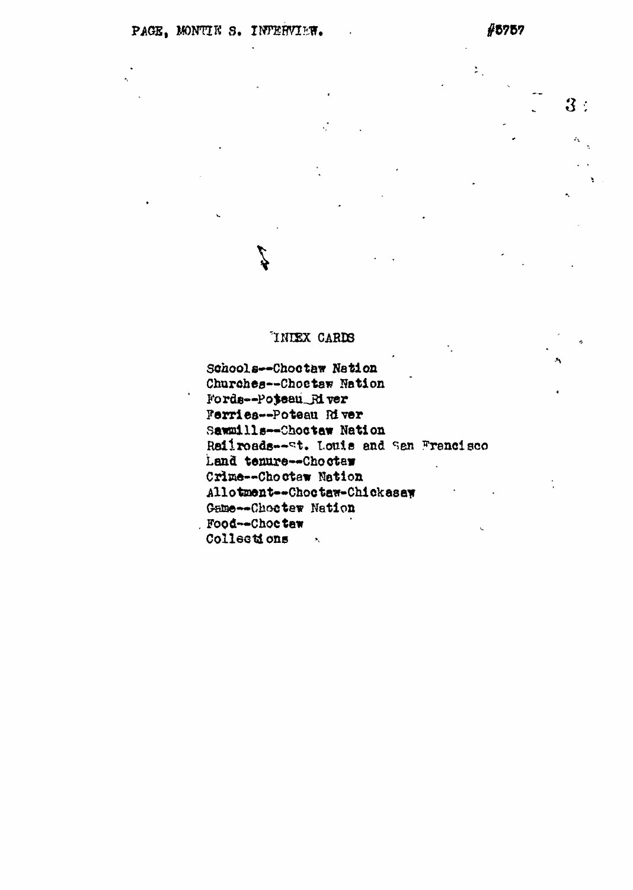PAGE, MONTIE S. INTERVIEW. #8757

## INDEX CARDS

Schools--Choctaw Nation
Churches--Choctaw Nation
Fords--Poteau River
Ferries--Poteau River
Sawmills--Choctaw Nation
Railroads--St. Louis and San Francisco
Land tenure--Choctaw
Crime--Choctaw Nation
Allotment--Choctaw-Chickasaw
Game--Choctaw Nation
Food--Choctaw
Collections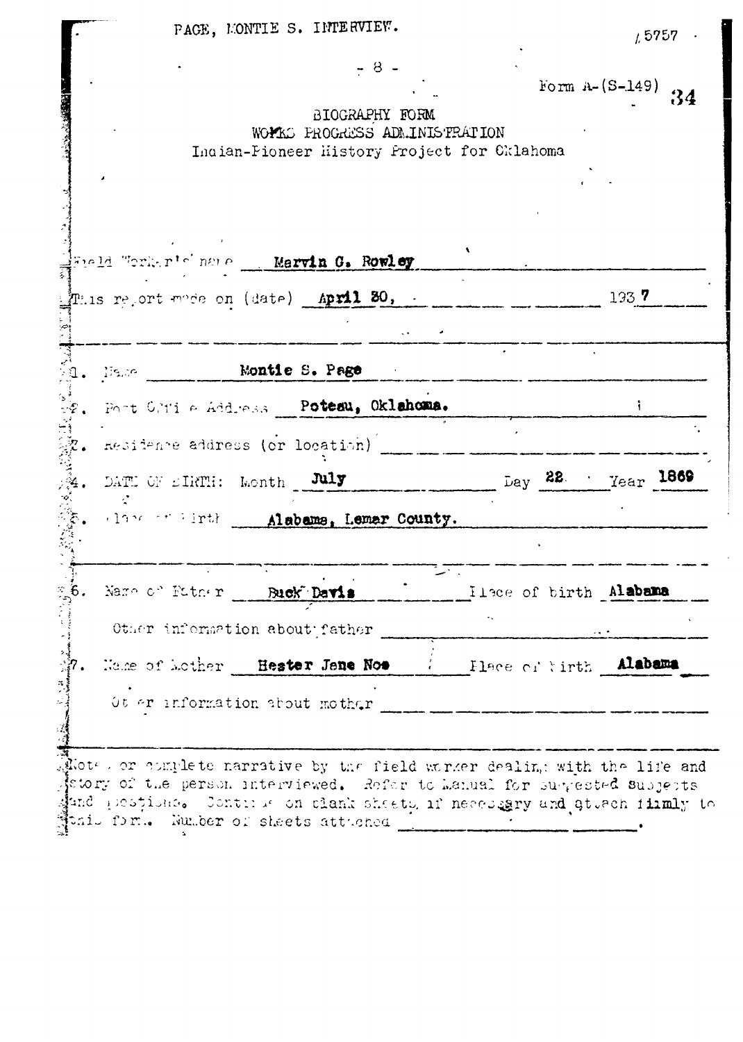PAGE, MONTIE S. INTERVIEW.

5757

Form A-(S-149) 34

BIOGRAPHY FORM
WORKS PROGRESS ADMINISTRATION
Indian-Pioneer History Project for Oklahoma

Field Worker's name **Marvin G. Rowley**

This report made on (date) **April 30,** 193**7**

---

1. Name **Montie S. Page**
2. Post Office Address **Poteau, Oklahoma.**
3. Residence address (or location)
4. DATE OF BIRTH: Month **July** Day **22** Year **1869**
5. Place of birth **Alabama, Lemar County.**

---

6. Name of Father **Buck Davis** Place of birth **Alabama**

   Other information about father

7. Name of Mother **Hester Jane Noe** Place of birth **Alabama**

   Other information about mother

---

Notes or complete narrative by the field worker dealing with the life and story of the person interviewed. Refer to Manual for suggested subjects and questions. Continue on blank sheets if necessary and attach firmly to this form. Number of sheets attached ________.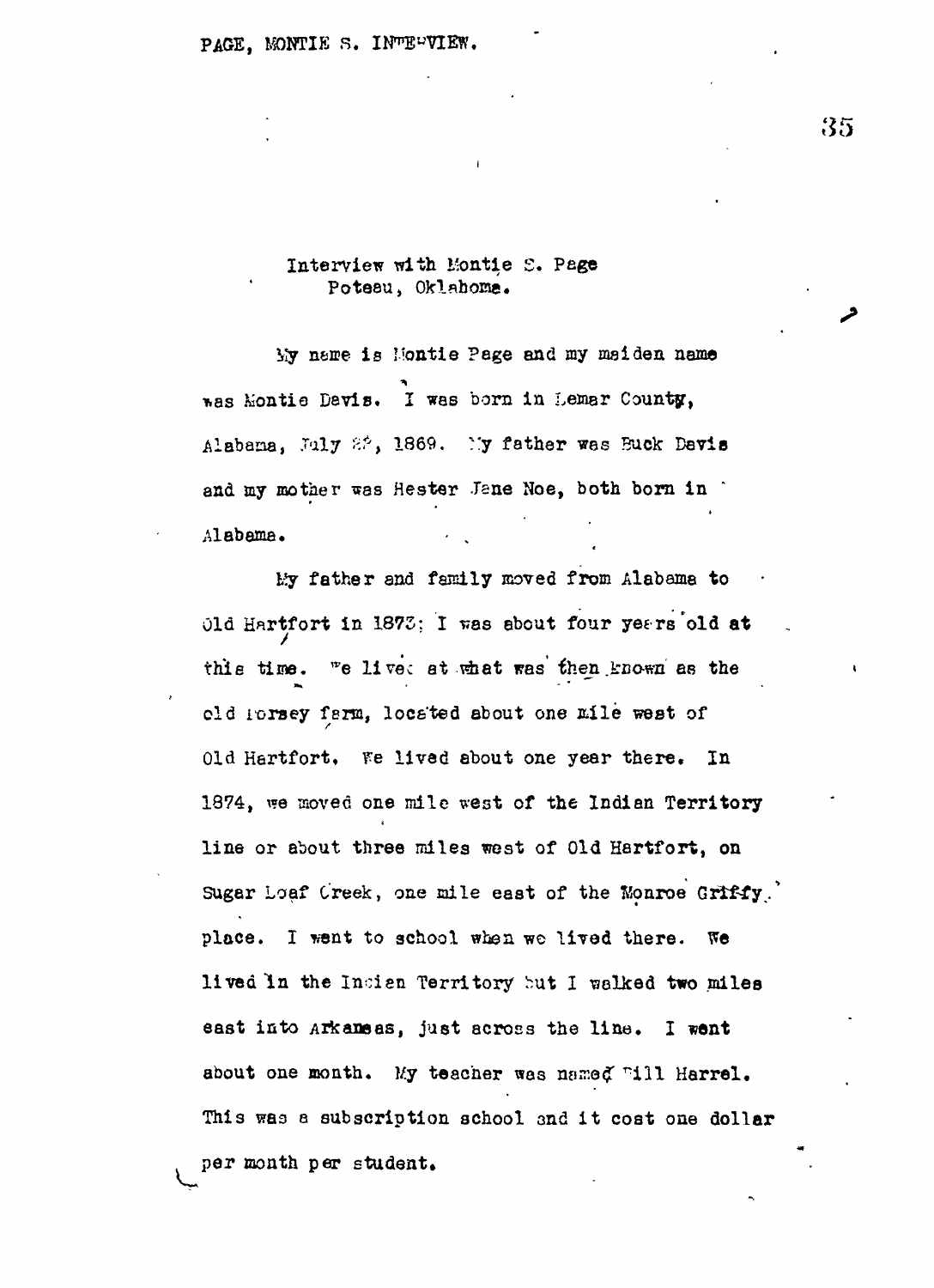Interview with Montie S. Page
Poteau, Oklahoma.

My name is Montie Page and my maiden name was Montie Davis. I was born in Lamar County, Alabama, July 22, 1869. My father was Buck Davis and my mother was Hester Jane Noe, both born in Alabama.

My father and family moved from Alabama to Old Hartfort in 1873; I was about four years old at this time. We lived at what was then known as the old Forsey farm, located about one mile west of Old Hartfort. We lived about one year there. In 1874, we moved one mile west of the Indian Territory line or about three miles west of Old Hartfort, on Sugar Loaf Creek, one mile east of the Monroe Griffy place. I went to school when we lived there. We lived in the Indian Territory but I walked two miles east into Arkansas, just across the line. I went about one month. My teacher was named Bill Harrel. This was a subscription school and it cost one dollar per month per student.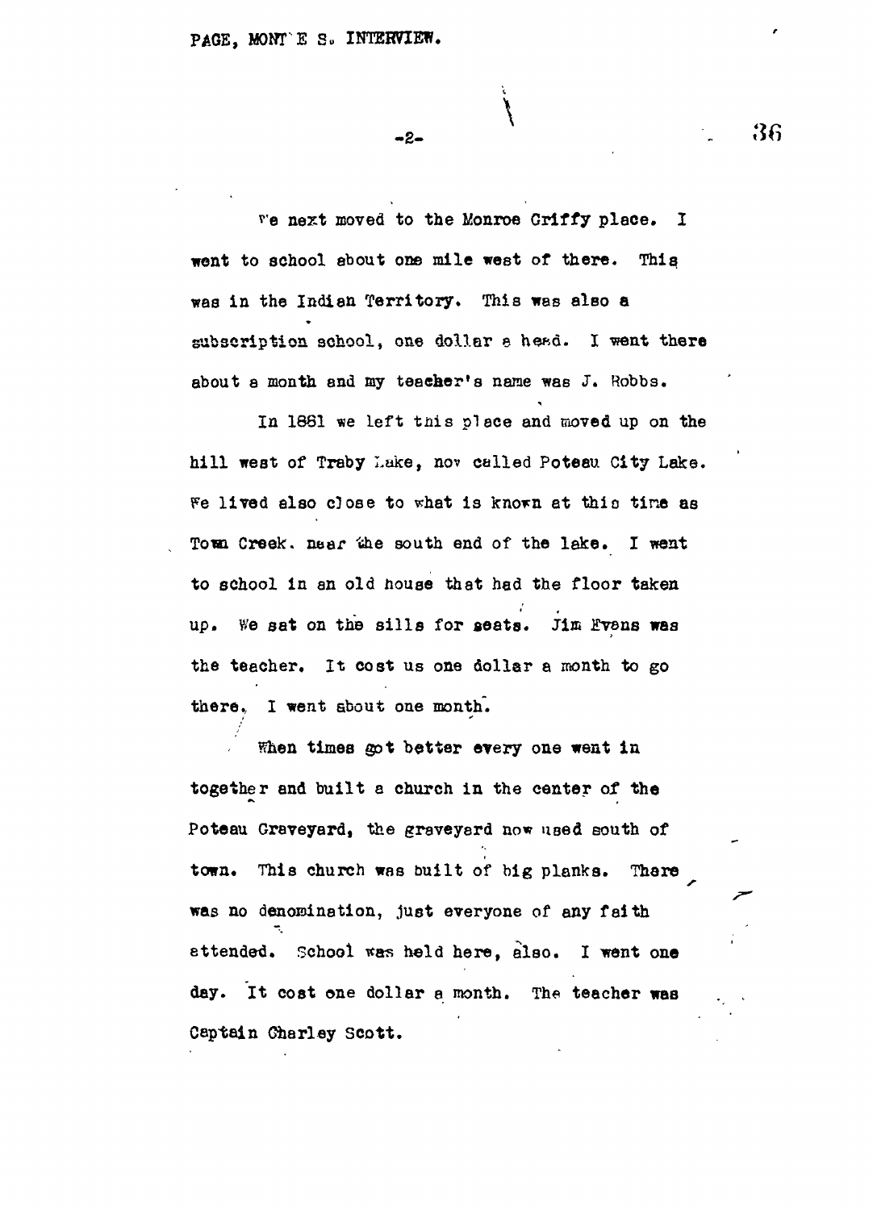We next moved to the Monroe Griffy place. I went to school about one mile west of there. This was in the Indian Territory. This was also a subscription school, one dollar a head. I went there about a month and my teacher's name was J. Robbs.

In 1881 we left this place and moved up on the hill west of Traby Lake, now called Poteau City Lake. We lived also close to what is known at this time as Town Creek, near the south end of the lake. I went to school in an old house that had the floor taken up. We sat on the sills for seats. Jim Evans was the teacher. It cost us one dollar a month to go there. I went about one month.

When times got better every one went in together and built a church in the center of the Poteau Graveyard, the graveyard now used south of town. This church was built of big planks. There was no denomination, just everyone of any faith attended. School was held here, also. I went one day. It cost one dollar a month. The teacher was Captain Charley Scott.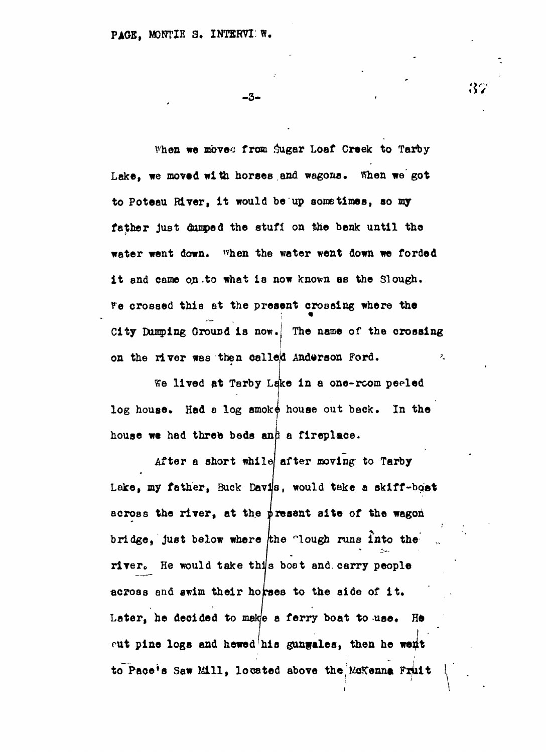When we moved from Sugar Loaf Creek to Tarby Lake, we moved with horses and wagons. When we got to Poteau River, it would be up sometimes, so my father just dumped the stuff on the bank until the water went down. When the water went down we forded it and came on to what is now known as the Slough. We crossed this at the present crossing where the City Dumping Ground is now. The name of the crossing on the river was then called Anderson Ford.

We lived at Tarby Lake in a one-room peeled log house. Had a log smoke house out back. In the house we had three beds and a fireplace.

After a short while after moving to Tarby Lake, my father, Buck Davis, would take a skiff-boat across the river, at the present site of the wagon bridge, just below where the Slough runs into the river. He would take this boat and carry people across and swim their horses to the side of it. Later, he decided to make a ferry boat to use. He cut pine logs and hewed his gunwales, then he went to Pace's Saw Mill, located above the McKenna Fruit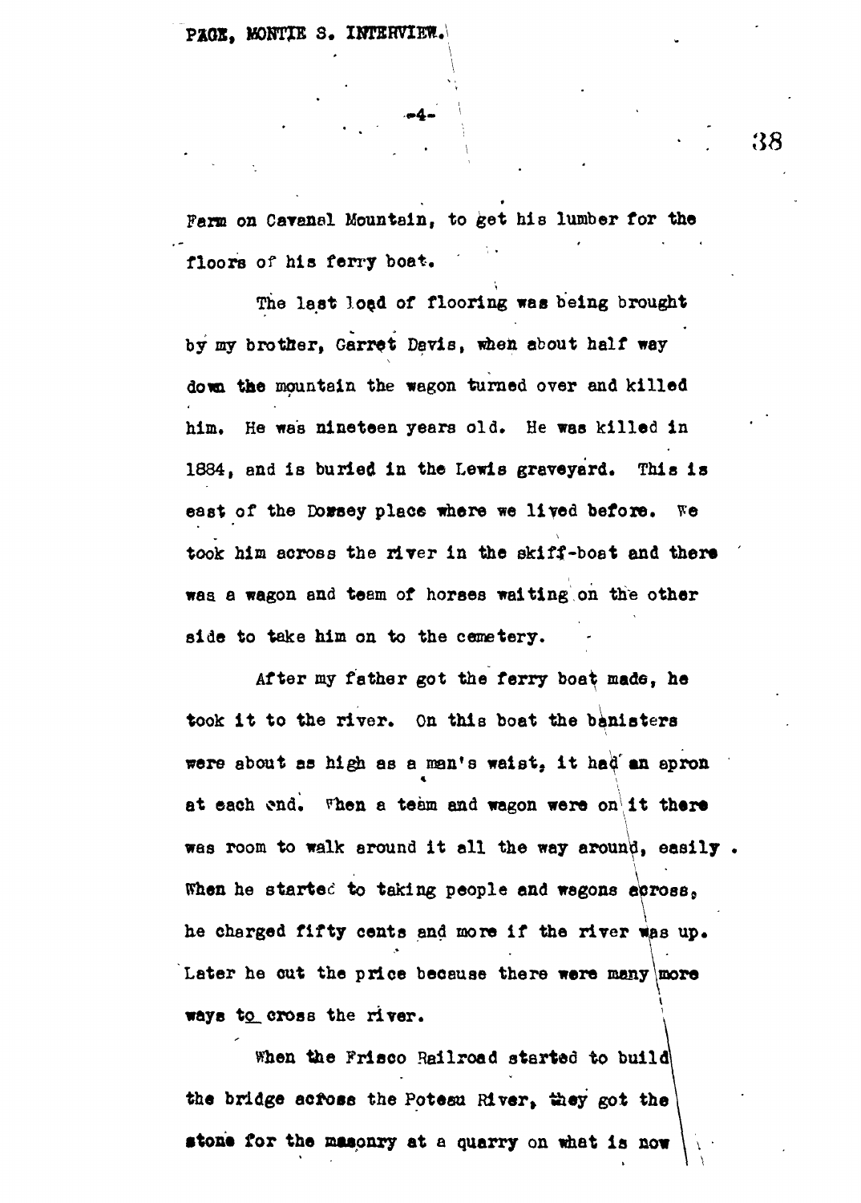Farm on Cavanal Mountain, to get his lumber for the floors of his ferry boat.

The last load of flooring was being brought by my brother, Garret Davis, when about half way down the mountain the wagon turned over and killed him. He was nineteen years old. He was killed in 1884, and is buried in the Lewis graveyard. This is east of the Dorsey place where we lived before. We took him across the river in the skiff-boat and there was a wagon and team of horses waiting on the other side to take him on to the cemetery.

After my father got the ferry boat made, he took it to the river. On this boat the banisters were about as high as a man's waist, it had an apron at each end. When a team and wagon were on it there was room to walk around it all the way around, easily. When he started to taking people and wagons across, he charged fifty cents and more if the river was up. Later he cut the price because there were many more ways to cross the river.

When the Frisco Railroad started to build the bridge across the Poteau River, they got the stone for the masonry at a quarry on what is now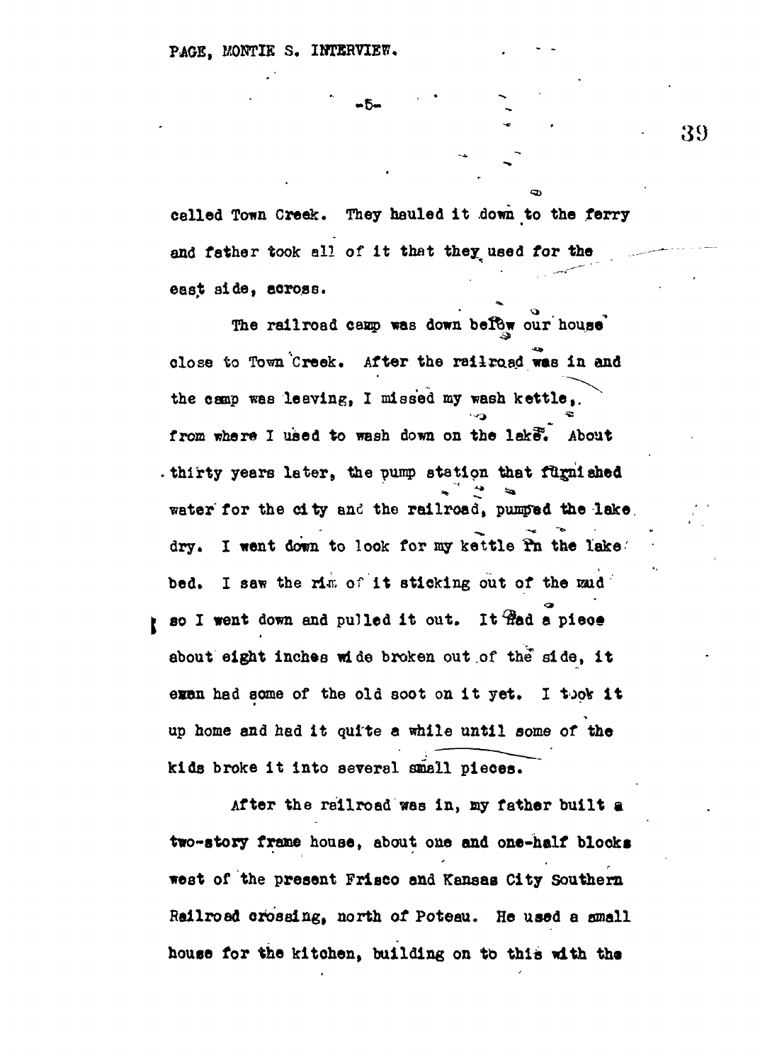called Town Creek. They hauled it down to the ferry and father took all of it that they used for the east side, across.

The railroad camp was down below our house close to Town Creek. After the railroad was in and the camp was leaving, I missed my wash kettle, from where I used to wash down on the lake. About thirty years later, the pump station that furnished water for the city and the railroad, pumped the lake dry. I went down to look for my kettle in the lake bed. I saw the rim of it sticking out of the mud so I went down and pulled it out. It had a piece about eight inches wide broken out of the side, it even had some of the old soot on it yet. I took it up home and had it quite a while until some of the kids broke it into several small pieces.

After the railroad was in, my father built a two-story frame house, about one and one-half blocks west of the present Frisco and Kansas City Southern Railroad crossing, north of Poteau. He used a small house for the kitchen, building on to this with the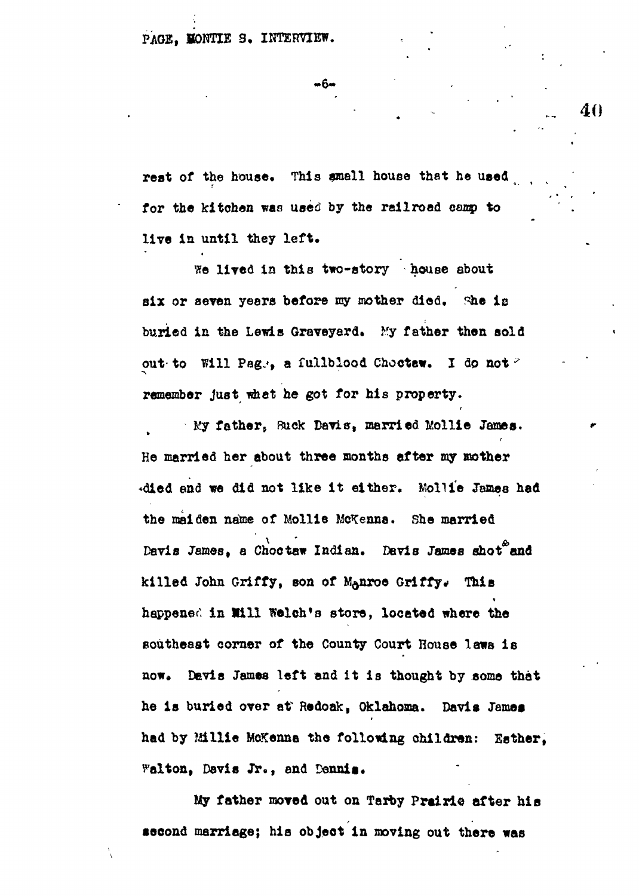rest of the house. This small house that he used for the kitchen was used by the railroad camp to live in until they left.

We lived in this two-story house about six or seven years before my mother died. She is buried in the Lewis Graveyard. My father then sold out to Will Page, a fullblood Choctaw. I do not remember just what he got for his property.

My father, Buck Davis, married Mollie James. He married her about three months after my mother died and we did not like it either. Mollie James had the maiden name of Mollie McKenna. She married Davis James, a Choctaw Indian. Davis James shot and killed John Griffy, son of Monroe Griffy. This happened in Will Welch's store, located where the southeast corner of the County Court House laws is now. Davis James left and it is thought by some that he is buried over at Redoak, Oklahoma. Davis James had by Millie McKenna the following children: Esther, Walton, Davis Jr., and Dennis.

My father moved out on Tarby Prairie after his second marriage; his object in moving out there was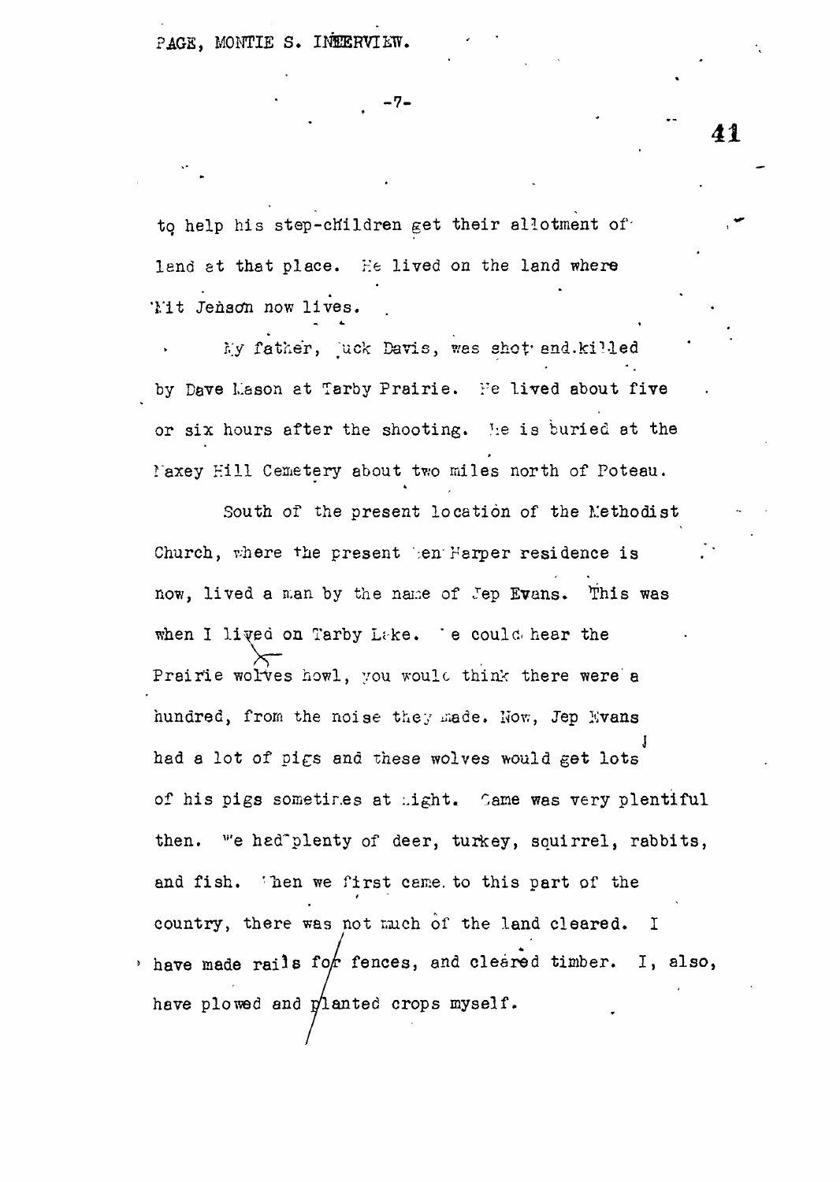to help his step-children get their allotment of land at that place. He lived on the land where Mit Jenson now lives.

My father, Buck Davis, was shot and killed by Dave Mason at Tarby Prairie. He lived about five or six hours after the shooting. He is buried at the Maxey Hill Cemetery about two miles north of Poteau.

South of the present location of the Methodist Church, where the present Ben Harper residence is now, lived a man by the name of Jep Evans. This was when I lived on Tarby Lake. We could hear the Prairie wolves howl, you would think there were a hundred, from the noise they made. Now, Jep Evans had a lot of pigs and these wolves would get lots of his pigs sometimes at night. Game was very plentiful then. We had plenty of deer, turkey, squirrel, rabbits, and fish. When we first came to this part of the country, there was not much of the land cleared. I have made rails for fences, and cleared timber. I, also, have plowed and planted crops myself.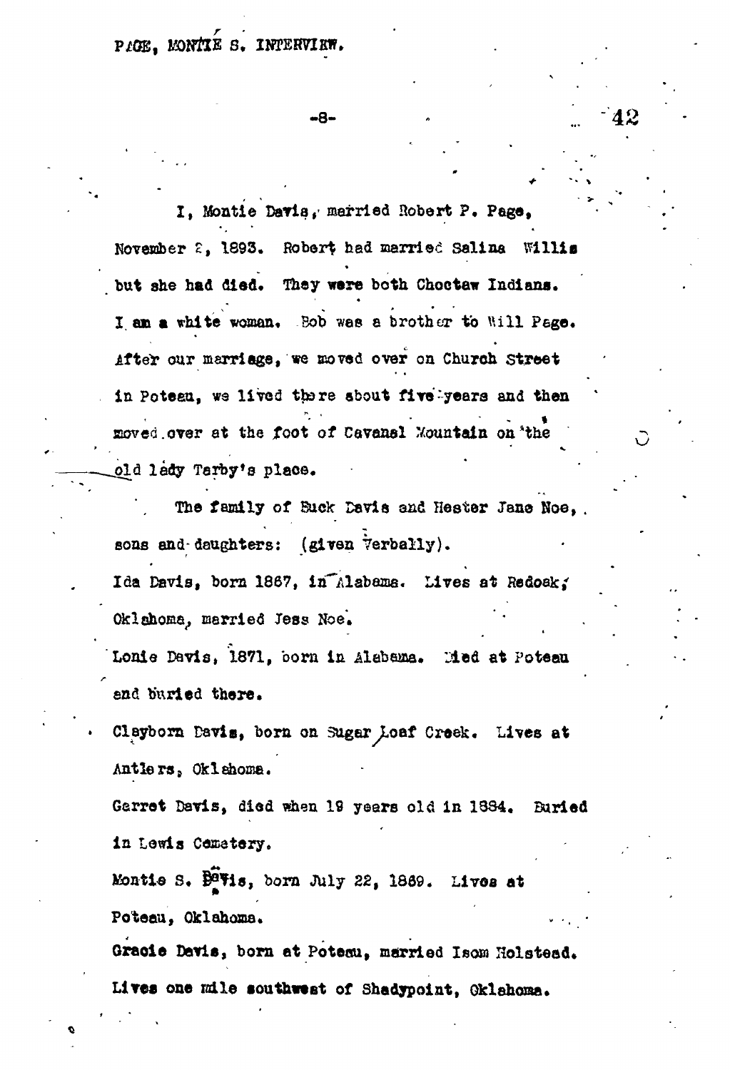I, Montie Davis, married Robert P. Page, November 2, 1893. Robert had married Salina Willis but she had died. They were both Choctaw Indians. I am a white woman. Bob was a brother to Will Page. After our marriage, we moved over on Church Street in Poteau, we lived there about five years and then moved over at the foot of Cavanal Mountain on the old lady Tarby's place.

The family of Buck Davis and Hester Jane Noe, sons and daughters: (given verbally).

Ida Davis, born 1867, in Alabama. Lives at Redoak, Oklahoma, married Jess Noe.

Lonie Davis, 1871, born in Alabama. Died at Poteau and buried there.

Clayborn Davis, born on Sugar Loaf Creek. Lives at Antlers, Oklahoma.

Garret Davis, died when 19 years old in 1884. Buried in Lewis Cemetery.

Montie S. Davis, born July 22, 1869. Lives at Poteau, Oklahoma.

Gracie Davis, born at Poteau, married Isom Holstead. Lives one mile southwest of Shadypoint, Oklahoma.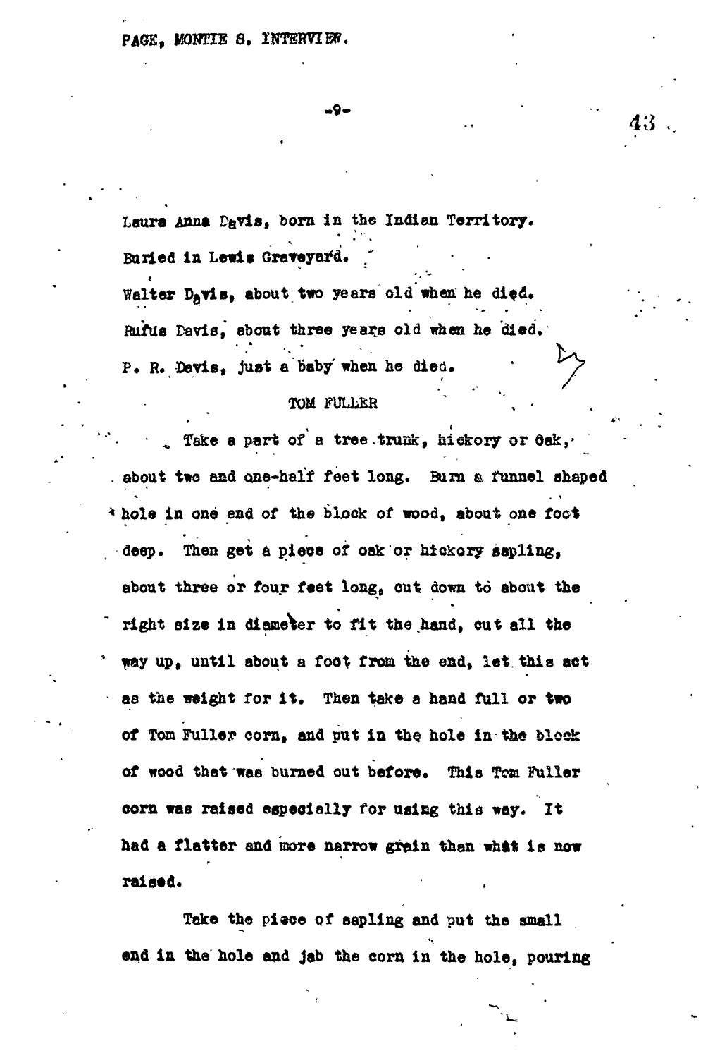Laura Anna Davis, born in the Indian Territory.
Buried in Lewis Graveyard.

Walter Davis, about two years old when he died.

Rufus Davis, about three years old when he died.

P. R. Davis, just a baby when he died.

## TOM FULLER

Take a part of a tree trunk, hickory or oak, about two and one-half feet long. Burn a funnel shaped hole in one end of the block of wood, about one foot deep. Then get a piece of oak or hickory sapling, about three or four feet long, cut down to about the right size in diameter to fit the hand, cut all the way up, until about a foot from the end, let this act as the weight for it. Then take a hand full or two of Tom Fuller corn, and put in the hole in the block of wood that was burned out before. This Tom Fuller corn was raised especially for using this way. It had a flatter and more narrow grain than what is now raised.

Take the piece of sapling and put the small end in the hole and jab the corn in the hole, pouring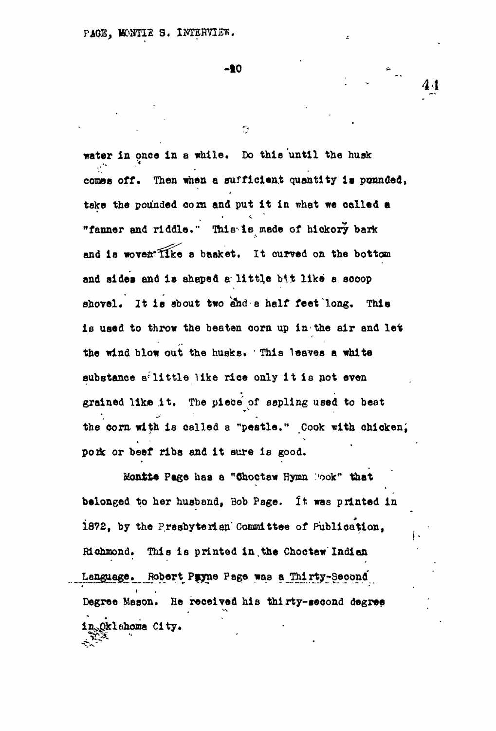water in once in a while. Do this until the husk comes off. Then when a sufficient quantity is pounded, take the pounded corn and put it in what we called a "fanner and riddle." This is made of hickory bark and is woven like a basket. It curved on the bottom and sides and is shaped a little bit like a scoop shovel. It is about two and a half feet long. This is used to throw the beaten corn up in the air and let the wind blow out the husks. This leaves a white substance a little like rice only it is not even grained like it. The piece of sapling used to beat the corn with is called a "pestle." Cook with chicken, pork or beef ribs and it sure is good.

Montie Page has a "Choctaw Hymn Book" that belonged to her husband, Bob Page. It was printed in 1872, by the Presbyterian Committee of Publication, Richmond. This is printed in the Choctaw Indian Language. Robert Payne Page was a Thirty-Second Degree Mason. He received his thirty-second degree in Oklahoma City.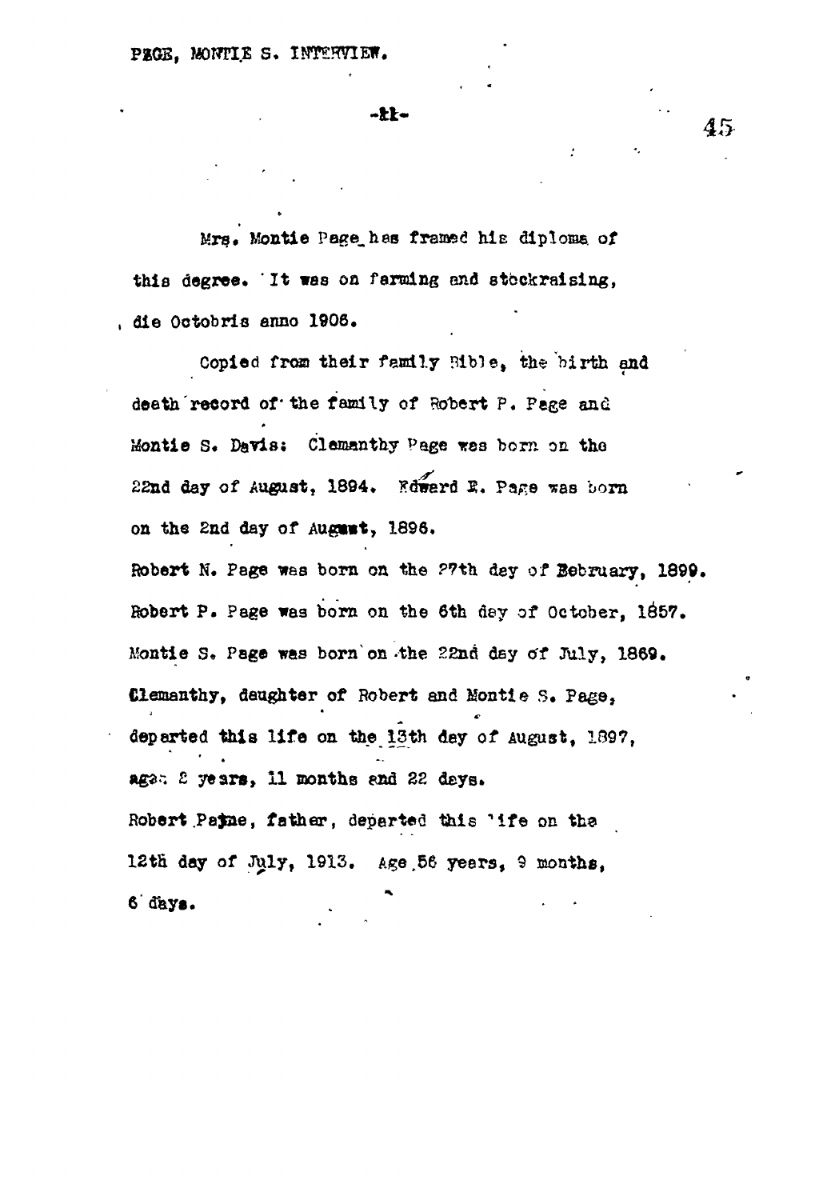Mrs. Montie Page has framed his diploma of this degree. It was on farming and stockraising, die Octobris anno 1906.

Copied from their family Bible, the birth and death record of the family of Robert P. Page and Montie S. Davis: Clemanthy Page was born on the 22nd day of August, 1894. Edward E. Page was born on the 2nd day of August, 1896.

Robert N. Page was born on the 27th day of February, 1899.
Robert P. Page was born on the 6th day of October, 1857.
Montie S. Page was born on the 22nd day of July, 1869.
Clemanthy, daughter of Robert and Montie S. Page, departed this life on the 13th day of August, 1897, aged 2 years, 11 months and 22 days.
Robert Payne, father, departed this life on the 12th day of July, 1913. Age 56 years, 9 months, 6 days.